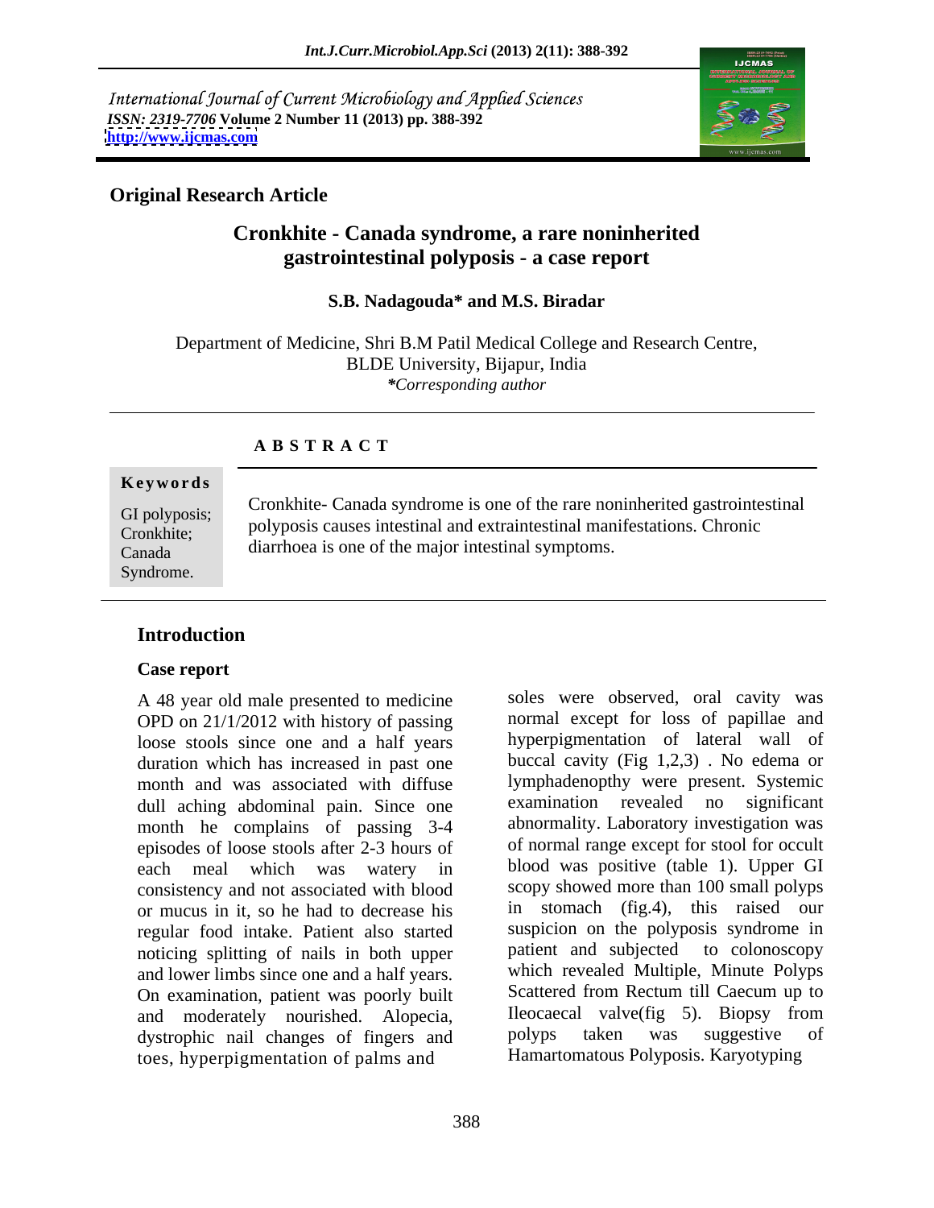International Journal of Current Microbiology and Applied Sciences
*ISSN: 2319-7706* **Volume 2 Number 11 (2013) pp. 388-392**
**http://www.ijcmas.com**

**Original Research Article**

# Cronkhite - Canada syndrome, a rare noninherited gastrointestinal polyposis - a case report

**S.B. Nadagouda\* and M.S. Biradar**

Department of Medicine, Shri B.M Patil Medical College and Research Centre, BLDE University, Bijapur, India
*\*Corresponding author*

## A B S T R A C T

**Keywords**

GI polyposis; Cronkhite; Canada Syndrome.

Cronkhite- Canada syndrome is one of the rare noninherited gastrointestinal polyposis causes intestinal and extraintestinal manifestations. Chronic diarrhoea is one of the major intestinal symptoms.

## Introduction

### Case report

A 48 year old male presented to medicine OPD on 21/1/2012 with history of passing loose stools since one and a half years duration which has increased in past one month and was associated with diffuse dull aching abdominal pain. Since one month he complains of passing 3-4 episodes of loose stools after 2-3 hours of each meal which was watery in consistency and not associated with blood or mucus in it, so he had to decrease his regular food intake. Patient also started noticing splitting of nails in both upper and lower limbs since one and a half years. On examination, patient was poorly built and moderately nourished. Alopecia, dystrophic nail changes of fingers and toes, hyperpigmentation of palms and soles were observed, oral cavity was normal except for loss of papillae and hyperpigmentation of lateral wall of buccal cavity (Fig 1,2,3) . No edema or lymphadenopthy were present. Systemic examination revealed no significant abnormality. Laboratory investigation was of normal range except for stool for occult blood was positive (table 1). Upper GI scopy showed more than 100 small polyps in stomach (fig.4), this raised our suspicion on the polyposis syndrome in patient and subjected to colonoscopy which revealed Multiple, Minute Polyps Scattered from Rectum till Caecum up to Ileocaecal valve(fig 5). Biopsy from polyps taken was suggestive of Hamartomatous Polyposis. Karyotyping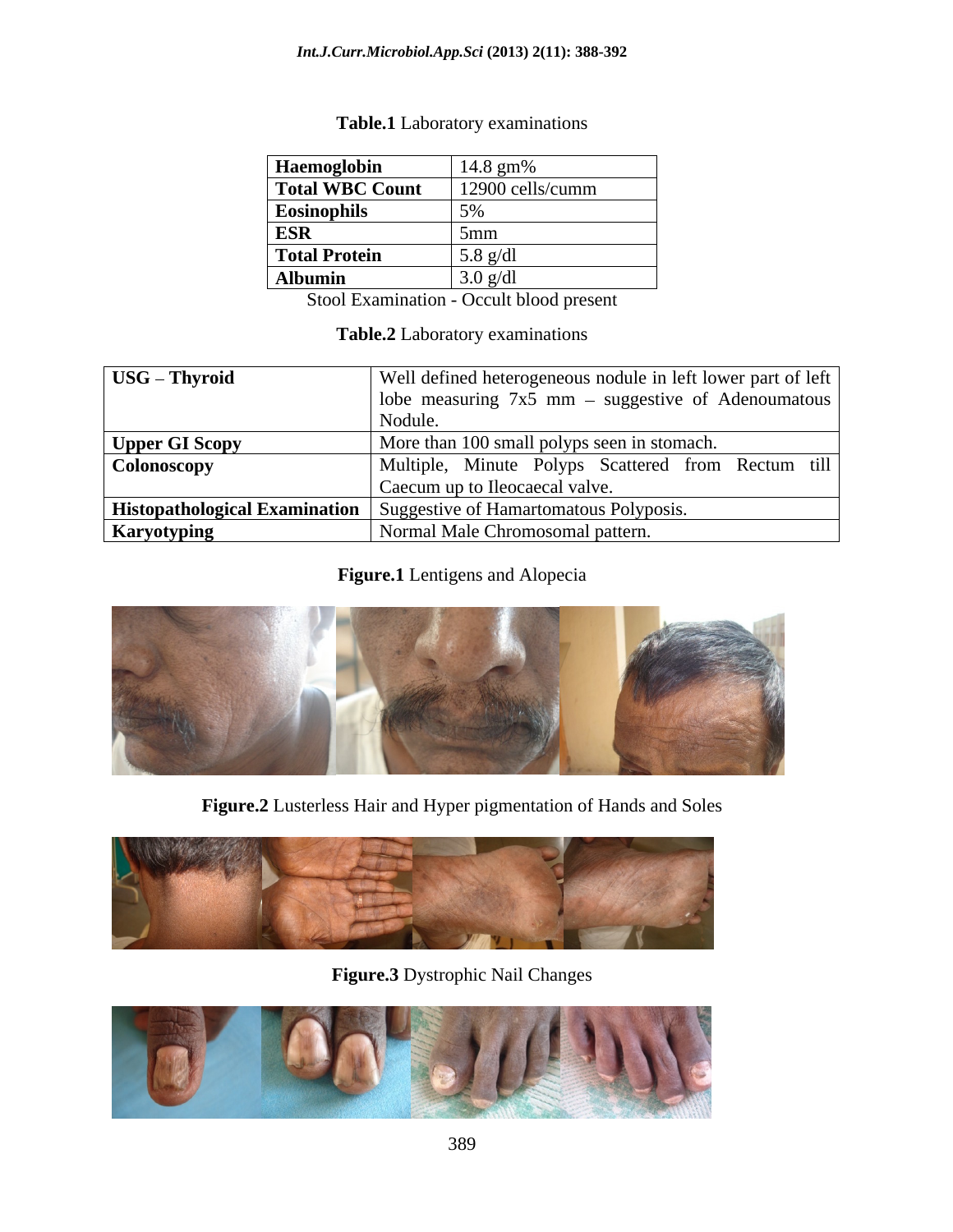**Table.1** Laboratory examinations

| | |
|---|---|
| **Haemoglobin** | 14.8 gm% |
| **Total WBC Count** | 12900 cells/cumm |
| **Eosinophils** | 5% |
| **ESR** | 5mm |
| **Total Protein** | 5.8 g/dl |
| **Albumin** | 3.0 g/dl |

Stool Examination - Occult blood present

**Table.2** Laboratory examinations

| | |
|---|---|
| **USG – Thyroid** | Well defined heterogeneous nodule in left lower part of left lobe measuring 7x5 mm – suggestive of Adenoumatous Nodule. |
| **Upper GI Scopy** | More than 100 small polyps seen in stomach. |
| **Colonoscopy** | Multiple, Minute Polyps Scattered from Rectum till Caecum up to Ileocaecal valve. |
| **Histopathological Examination** | Suggestive of Hamartomatous Polyposis. |
| **Karyotyping** | Normal Male Chromosomal pattern. |

**Figure.1** Lentigens and Alopecia

**Figure.2** Lusterless Hair and Hyper pigmentation of Hands and Soles

**Figure.3** Dystrophic Nail Changes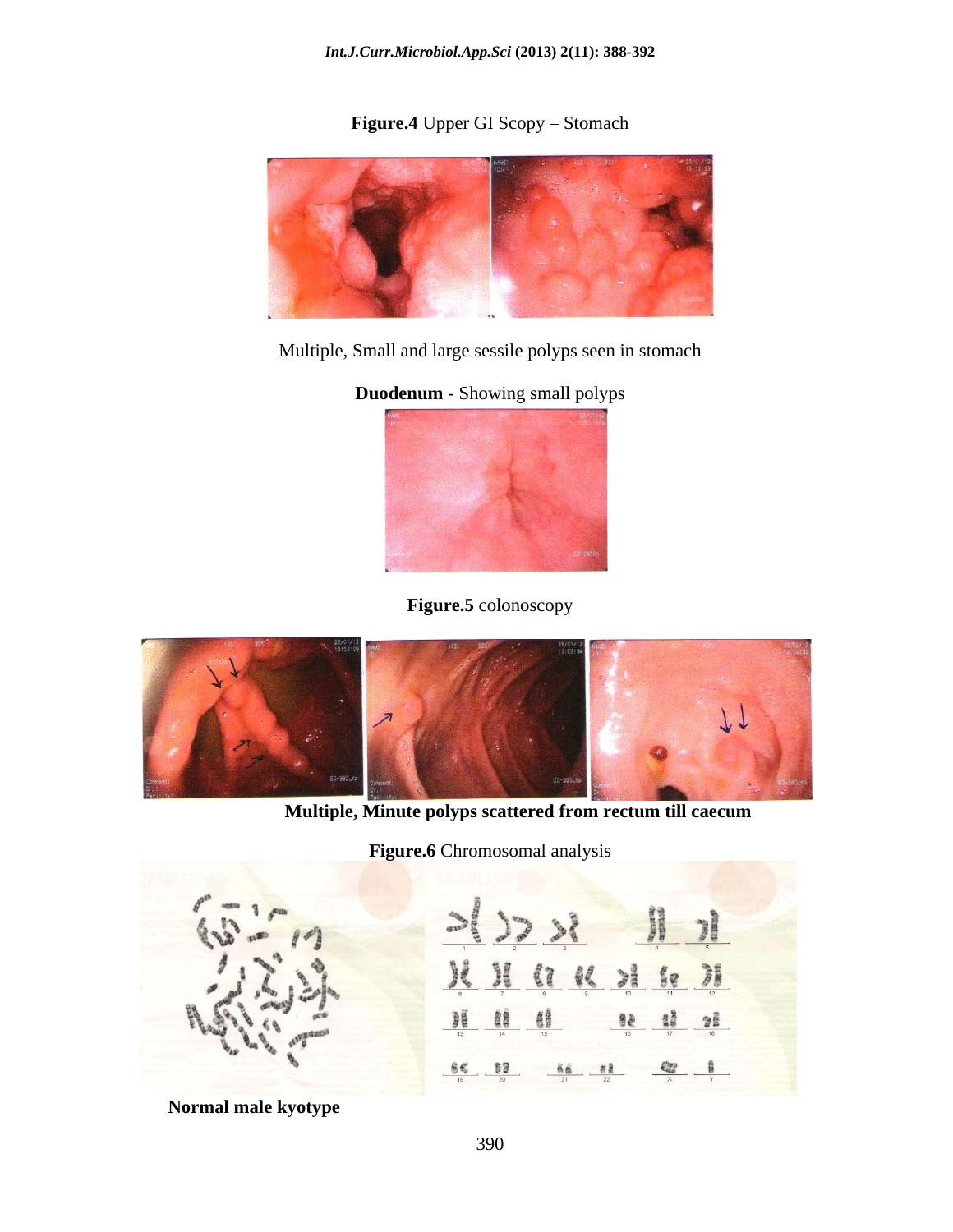**Figure.4** Upper GI Scopy – Stomach

Multiple, Small and large sessile polyps seen in stomach

**Duodenum** - Showing small polyps

**Figure.5** colonoscopy

**Multiple, Minute polyps scattered from rectum till caecum**

**Figure.6** Chromosomal analysis

**Normal male kyotype**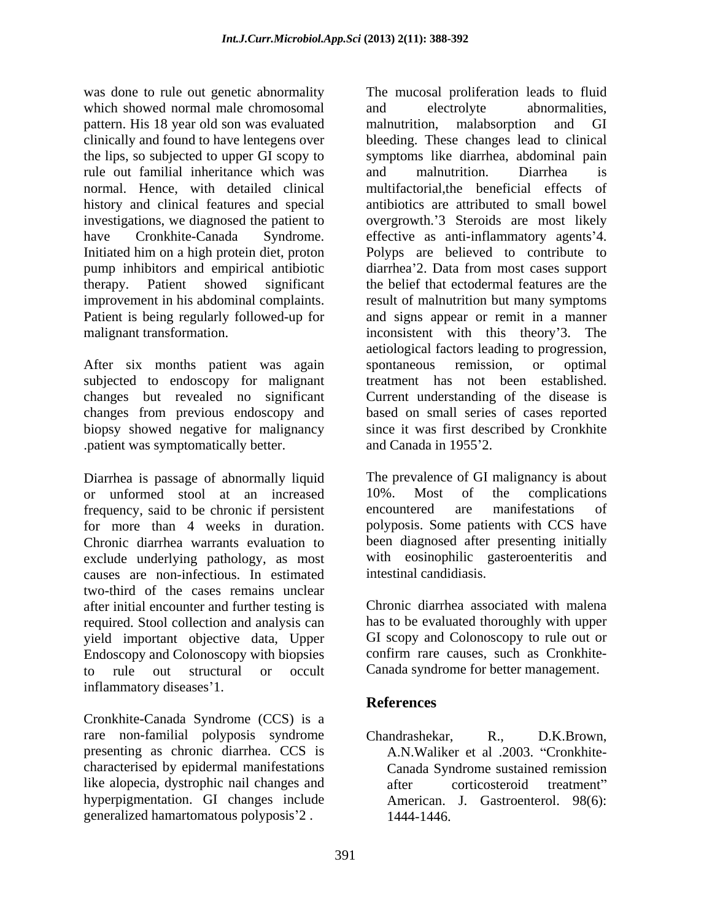was done to rule out genetic abnormality which showed normal male chromosomal pattern. His 18 year old son was evaluated clinically and found to have lentegens over the lips, so subjected to upper GI scopy to rule out familial inheritance which was normal. Hence, with detailed clinical history and clinical features and special investigations, we diagnosed the patient to have Cronkhite-Canada Syndrome. Initiated him on a high protein diet, proton pump inhibitors and empirical antibiotic therapy. Patient showed significant improvement in his abdominal complaints. Patient is being regularly followed-up for malignant transformation.

After six months patient was again subjected to endoscopy for malignant changes but revealed no significant changes from previous endoscopy and biopsy showed negative for malignancy .patient was symptomatically better.

Diarrhea is passage of abnormally liquid or unformed stool at an increased frequency, said to be chronic if persistent for more than 4 weeks in duration. Chronic diarrhea warrants evaluation to exclude underlying pathology, as most causes are non-infectious. In estimated two-third of the cases remains unclear after initial encounter and further testing is required. Stool collection and analysis can yield important objective data, Upper Endoscopy and Colonoscopy with biopsies to rule out structural or occult inflammatory diseases'1.

Cronkhite-Canada Syndrome (CCS) is a rare non-familial polyposis syndrome presenting as chronic diarrhea. CCS is characterised by epidermal manifestations like alopecia, dystrophic nail changes and hyperpigmentation. GI changes include generalized hamartomatous polyposis'2 .

The mucosal proliferation leads to fluid and electrolyte abnormalities, malnutrition, malabsorption and GI bleeding. These changes lead to clinical symptoms like diarrhea, abdominal pain and malnutrition. Diarrhea is multifactorial,the beneficial effects of antibiotics are attributed to small bowel overgrowth.'3 Steroids are most likely effective as anti-inflammatory agents'4. Polyps are believed to contribute to diarrhea'2. Data from most cases support the belief that ectodermal features are the result of malnutrition but many symptoms and signs appear or remit in a manner inconsistent with this theory'3. The aetiological factors leading to progression, spontaneous remission, or optimal treatment has not been established. Current understanding of the disease is based on small series of cases reported since it was first described by Cronkhite and Canada in 1955'2.

The prevalence of GI malignancy is about 10%. Most of the complications encountered are manifestations of polyposis. Some patients with CCS have been diagnosed after presenting initially with eosinophilic gasteroenteritis and intestinal candidiasis.

Chronic diarrhea associated with malena has to be evaluated thoroughly with upper GI scopy and Colonoscopy to rule out or confirm rare causes, such as Cronkhite-Canada syndrome for better management.

## References

Chandrashekar, R., D.K.Brown, A.N.Waliker et al .2003. "Cronkhite-Canada Syndrome sustained remission after corticosteroid treatment" American. J. Gastroenterol. 98(6): 1444-1446.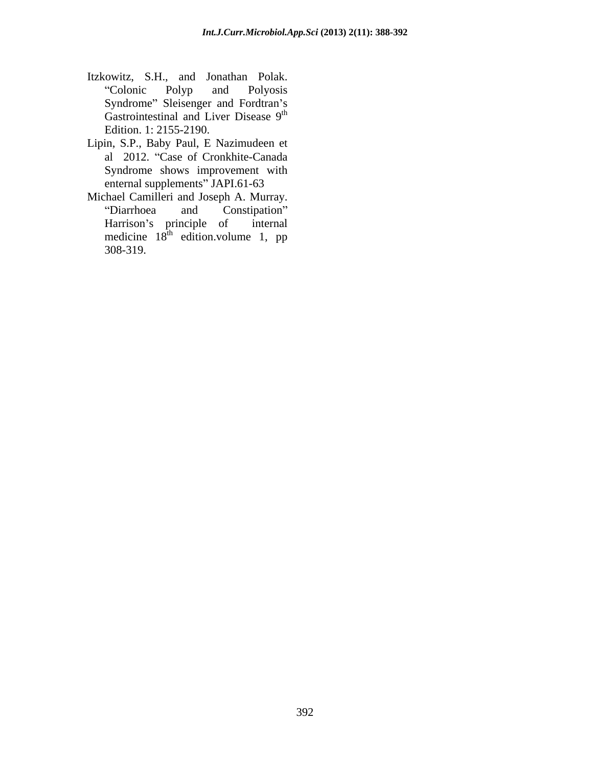Itzkowitz, S.H., and Jonathan Polak. "Colonic Polyp and Polyosis Syndrome" Sleisenger and Fordtran's Gastrointestinal and Liver Disease 9th Edition. 1: 2155-2190.

Lipin, S.P., Baby Paul, E Nazimudeen et al 2012. "Case of Cronkhite-Canada Syndrome shows improvement with enternal supplements" JAPI.61-63

Michael Camilleri and Joseph A. Murray. "Diarrhoea and Constipation" Harrison's principle of internal medicine 18th edition.volume 1, pp 308-319.